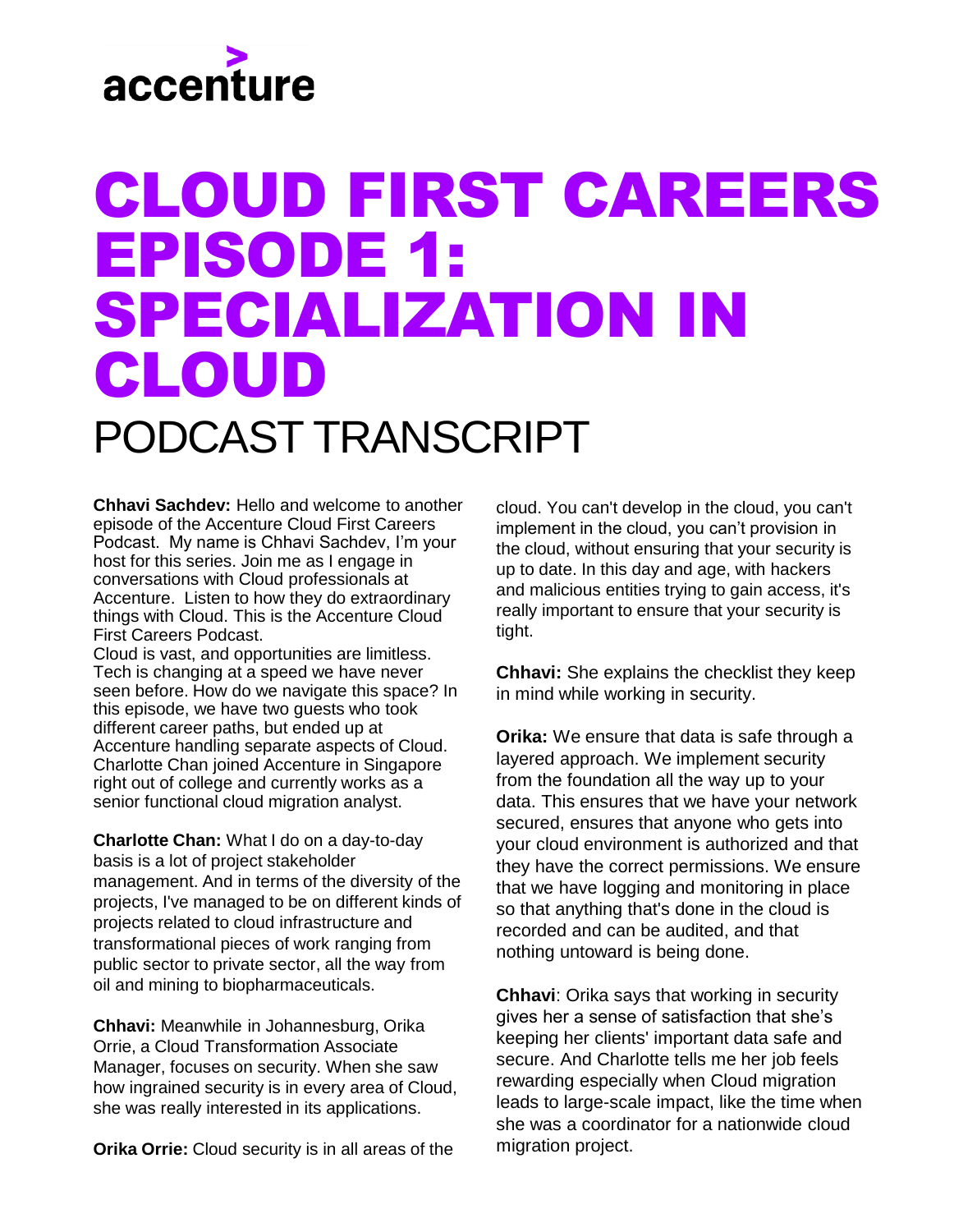accenture

# CLOUD FIRST CAREERS EPISODE 1: SPECIALIZATION IN CLOUD

## PODCAST TRANSCRIPT

**Chhavi Sachdev:** Hello and welcome to another episode of the Accenture Cloud First Careers Podcast. My name is Chhavi Sachdev, I'm your host for this series. Join me as I engage in conversations with Cloud professionals at Accenture. Listen to how they do extraordinary things with Cloud. This is the Accenture Cloud First Careers Podcast.

Cloud is vast, and opportunities are limitless. Tech is changing at a speed we have never seen before. How do we navigate this space? In this episode, we have two guests who took different career paths, but ended up at Accenture handling separate aspects of Cloud. Charlotte Chan joined Accenture in Singapore right out of college and currently works as a senior functional cloud migration analyst.

**Charlotte Chan:** What I do on a day-to-day basis is a lot of project stakeholder management. And in terms of the diversity of the projects, I've managed to be on different kinds of projects related to cloud infrastructure and transformational pieces of work ranging from public sector to private sector, all the way from oil and mining to biopharmaceuticals.

**Chhavi:** Meanwhile in Johannesburg, Orika Orrie, a Cloud Transformation Associate Manager, focuses on security. When she saw how ingrained security is in every area of Cloud, she was really interested in its applications.

**Orika Orrie:** Cloud security is in all areas of the cloud. You can't develop in the cloud, you can't implement in the cloud, you can't provision in the cloud, without ensuring that your security is up to date. In this day and age, with hackers and malicious entities trying to gain access, it's really important to ensure that your security is tight.

**Chhavi:** She explains the checklist they keep in mind while working in security.

**Orika:** We ensure that data is safe through a layered approach. We implement security from the foundation all the way up to your data. This ensures that we have your network secured, ensures that anyone who gets into your cloud environment is authorized and that they have the correct permissions. We ensure that we have logging and monitoring in place so that anything that's done in the cloud is recorded and can be audited, and that nothing untoward is being done.

**Chhavi**: Orika says that working in security gives her a sense of satisfaction that she's keeping her clients' important data safe and secure. And Charlotte tells me her job feels rewarding especially when Cloud migration leads to large-scale impact, like the time when she was a coordinator for a nationwide cloud migration project.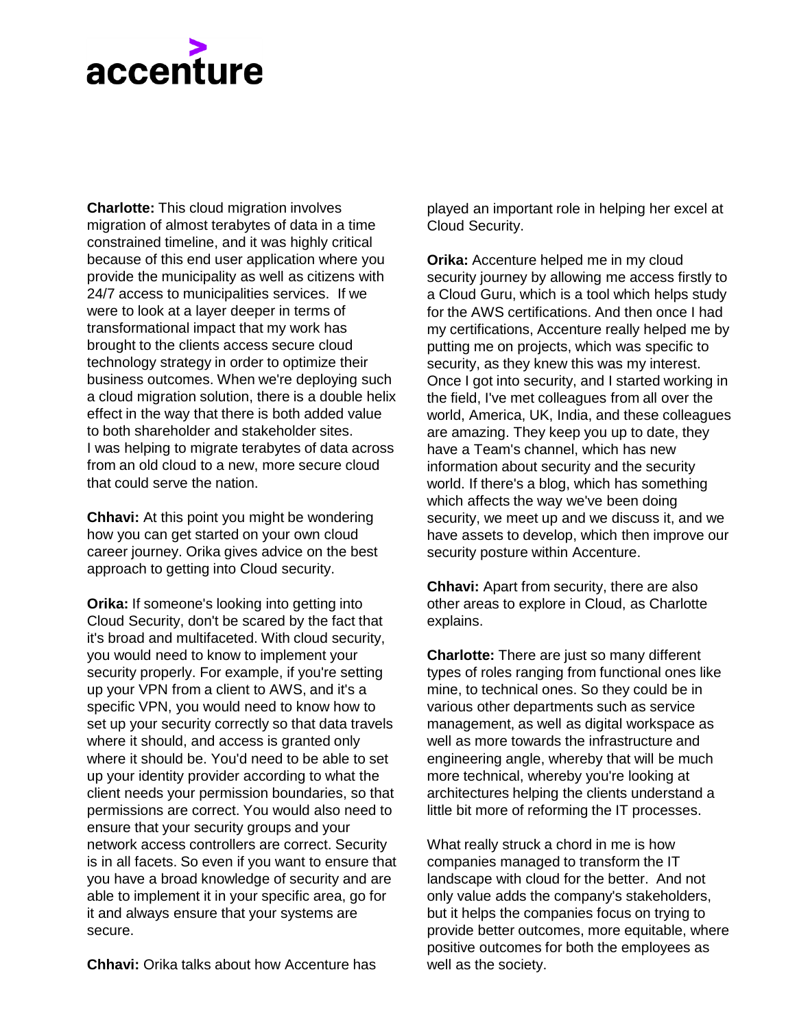**Charlotte:** This cloud migration involves migration of almost terabytes of data in a time constrained timeline, and it was highly critical because of this end user application where you provide the municipality as well as citizens with 24/7 access to municipalities services. If we were to look at a layer deeper in terms of transformational impact that my work has brought to the clients access secure cloud technology strategy in order to optimize their business outcomes. When we're deploying such a cloud migration solution, there is a double helix effect in the way that there is both added value to both shareholder and stakeholder sites. I was helping to migrate terabytes of data across from an old cloud to a new, more secure cloud that could serve the nation.

**Chhavi:** At this point you might be wondering how you can get started on your own cloud career journey. Orika gives advice on the best approach to getting into Cloud security.

**Orika:** If someone's looking into getting into Cloud Security, don't be scared by the fact that it's broad and multifaceted. With cloud security, you would need to know to implement your security properly. For example, if you're setting up your VPN from a client to AWS, and it's a specific VPN, you would need to know how to set up your security correctly so that data travels where it should, and access is granted only where it should be. You'd need to be able to set up your identity provider according to what the client needs your permission boundaries, so that permissions are correct. You would also need to ensure that your security groups and your network access controllers are correct. Security is in all facets. So even if you want to ensure that you have a broad knowledge of security and are able to implement it in your specific area, go for it and always ensure that your systems are secure.

**Chhavi:** Orika talks about how Accenture has played an important role in helping her excel at Cloud Security.

**Orika:** Accenture helped me in my cloud security journey by allowing me access firstly to a Cloud Guru, which is a tool which helps study for the AWS certifications. And then once I had my certifications, Accenture really helped me by putting me on projects, which was specific to security, as they knew this was my interest. Once I got into security, and I started working in the field, I've met colleagues from all over the world, America, UK, India, and these colleagues are amazing. They keep you up to date, they have a Team's channel, which has new information about security and the security world. If there's a blog, which has something which affects the way we've been doing security, we meet up and we discuss it, and we have assets to develop, which then improve our security posture within Accenture.

**Chhavi:** Apart from security, there are also other areas to explore in Cloud, as Charlotte explains.

**Charlotte:** There are just so many different types of roles ranging from functional ones like mine, to technical ones. So they could be in various other departments such as service management, as well as digital workspace as well as more towards the infrastructure and engineering angle, whereby that will be much more technical, whereby you're looking at architectures helping the clients understand a little bit more of reforming the IT processes.

What really struck a chord in me is how companies managed to transform the IT landscape with cloud for the better. And not only value adds the company's stakeholders, but it helps the companies focus on trying to provide better outcomes, more equitable, where positive outcomes for both the employees as well as the society.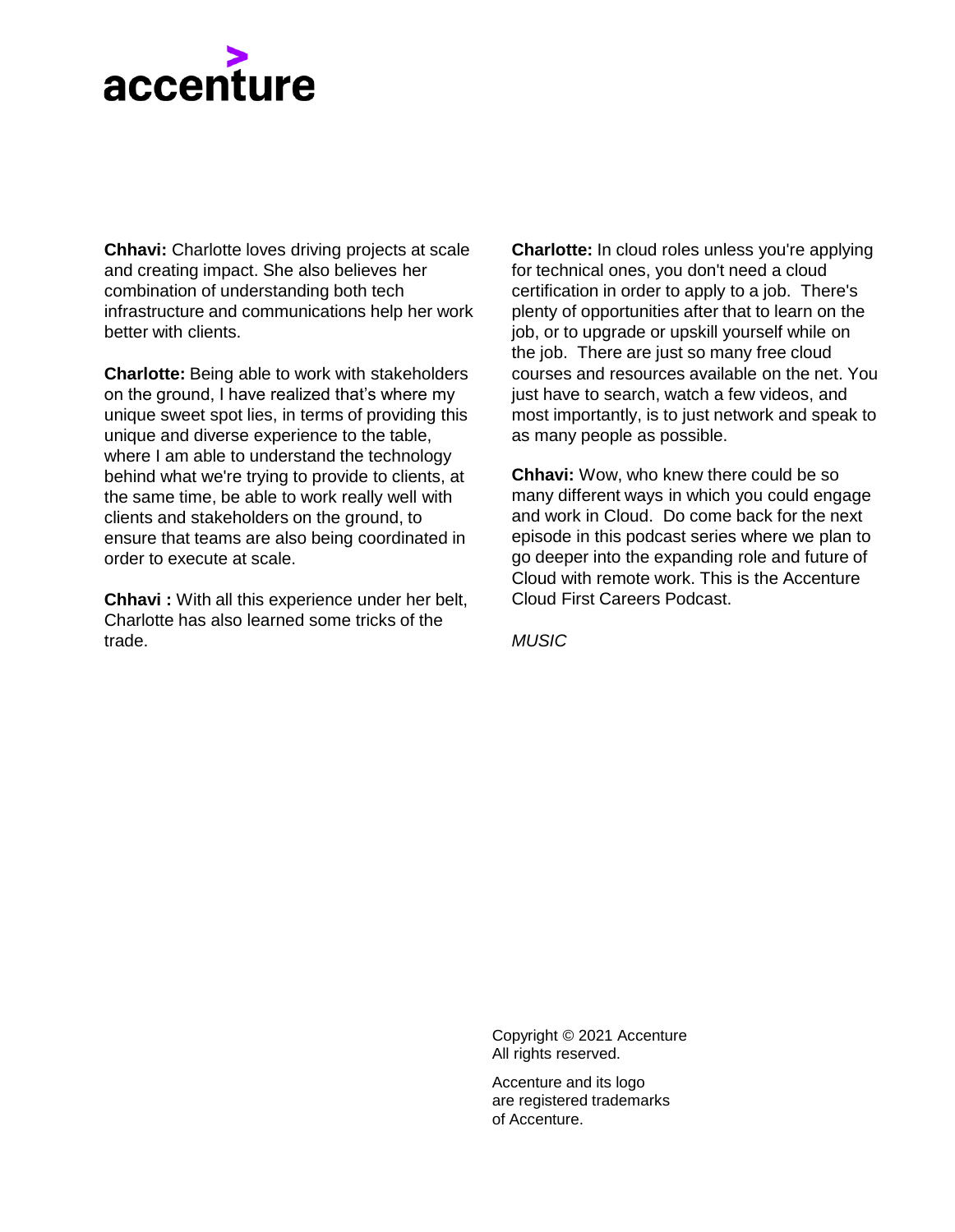**Chhavi:** Charlotte loves driving projects at scale and creating impact. She also believes her combination of understanding both tech infrastructure and communications help her work better with clients.

**Charlotte:** Being able to work with stakeholders on the ground, I have realized that's where my unique sweet spot lies, in terms of providing this unique and diverse experience to the table, where I am able to understand the technology behind what we're trying to provide to clients, at the same time, be able to work really well with clients and stakeholders on the ground, to ensure that teams are also being coordinated in order to execute at scale.

**Chhavi :** With all this experience under her belt, Charlotte has also learned some tricks of the trade.

**Charlotte:** In cloud roles unless you're applying for technical ones, you don't need a cloud certification in order to apply to a job. There's plenty of opportunities after that to learn on the job, or to upgrade or upskill yourself while on the job. There are just so many free cloud courses and resources available on the net. You just have to search, watch a few videos, and most importantly, is to just network and speak to as many people as possible.

**Chhavi:** Wow, who knew there could be so many different ways in which you could engage and work in Cloud. Do come back for the next episode in this podcast series where we plan to go deeper into the expanding role and future of Cloud with remote work. This is the Accenture Cloud First Careers Podcast.

*MUSIC*

Copyright © 2021 Accenture
All rights reserved.

Accenture and its logo are registered trademarks of Accenture.